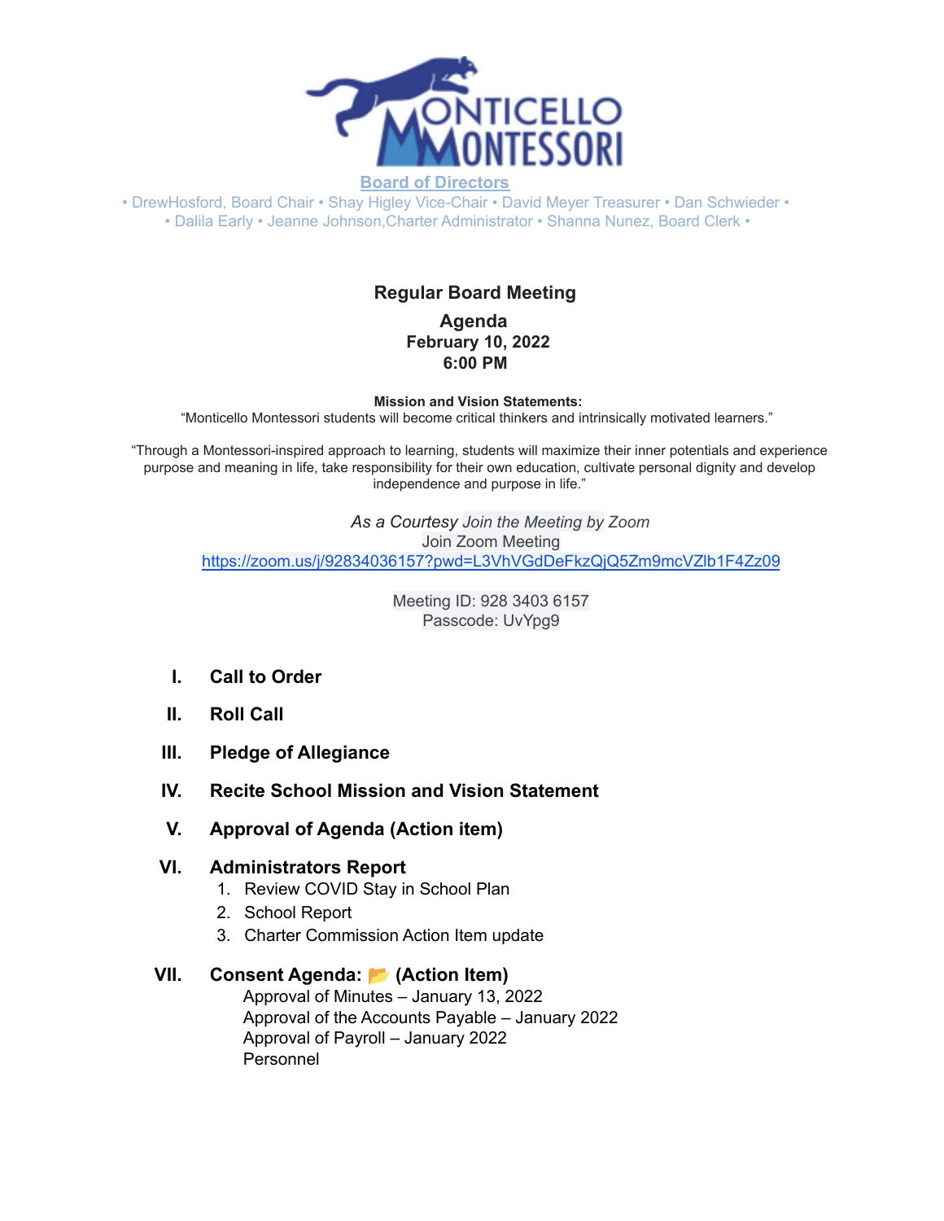MONTICELLO MONTESSORI

**Board of Directors**

• DrewHosford, Board Chair • Shay Higley Vice-Chair • David Meyer Treasurer • Dan Schwieder •
• Dalila Early • Jeanne Johnson,Charter Administrator • Shanna Nunez, Board Clerk •

## Regular Board Meeting

**Agenda**
**February 10, 2022**
**6:00 PM**

**Mission and Vision Statements:**
"Monticello Montessori students will become critical thinkers and intrinsically motivated learners."

"Through a Montessori-inspired approach to learning, students will maximize their inner potentials and experience purpose and meaning in life, take responsibility for their own education, cultivate personal dignity and develop independence and purpose in life."

*As a Courtesy Join the Meeting by Zoom*
Join Zoom Meeting
https://zoom.us/j/92834036157?pwd=L3VhVGdDeFkzQjQ5Zm9mcVZlb1F4Zz09

Meeting ID: 928 3403 6157
Passcode: UvYpg9

I. **Call to Order**

II. **Roll Call**

III. **Pledge of Allegiance**

IV. **Recite School Mission and Vision Statement**

V. **Approval of Agenda (Action item)**

VI. **Administrators Report**
1. Review COVID Stay in School Plan
2. School Report
3. Charter Commission Action Item update

VII. **Consent Agenda: 📂 (Action Item)**
Approval of Minutes – January 13, 2022
Approval of the Accounts Payable – January 2022
Approval of Payroll – January 2022
Personnel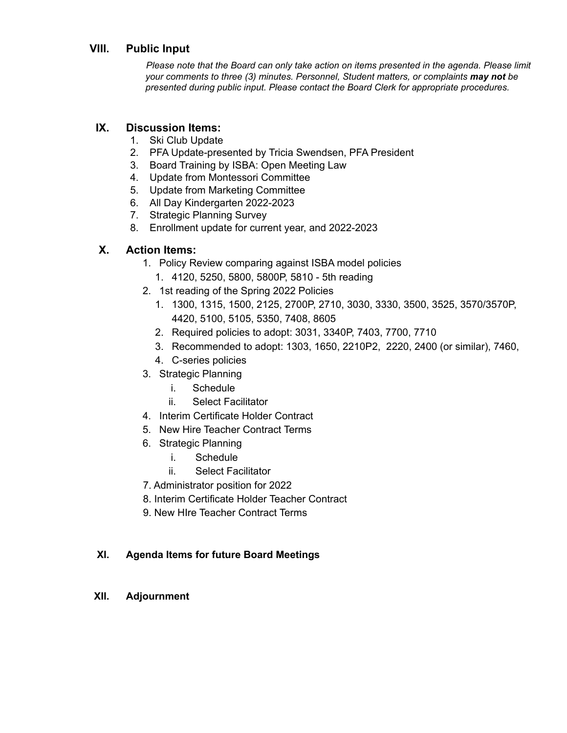## VIII. Public Input

*Please note that the Board can only take action on items presented in the agenda. Please limit your comments to three (3) minutes. Personnel, Student matters, or complaints **may not** be presented during public input. Please contact the Board Clerk for appropriate procedures.*

## IX. Discussion Items:

1. Ski Club Update
2. PFA Update-presented by Tricia Swendsen, PFA President
3. Board Training by ISBA: Open Meeting Law
4. Update from Montessori Committee
5. Update from Marketing Committee
6. All Day Kindergarten 2022-2023
7. Strategic Planning Survey
8. Enrollment update for current year, and 2022-2023

## X. Action Items:

1. Policy Review comparing against ISBA model policies
    1. 4120, 5250, 5800, 5800P, 5810 - 5th reading
2. 1st reading of the Spring 2022 Policies
    1. 1300, 1315, 1500, 2125, 2700P, 2710, 3030, 3330, 3500, 3525, 3570/3570P, 4420, 5100, 5105, 5350, 7408, 8605
    2. Required policies to adopt: 3031, 3340P, 7403, 7700, 7710
    3. Recommended to adopt: 1303, 1650, 2210P2, 2220, 2400 (or similar), 7460,
    4. C-series policies
3. Strategic Planning
    - i. Schedule
    - ii. Select Facilitator
4. Interim Certificate Holder Contract
5. New Hire Teacher Contract Terms
6. Strategic Planning
    - i. Schedule
    - ii. Select Facilitator
7. Administrator position for 2022
8. Interim Certificate Holder Teacher Contract
9. New HIre Teacher Contract Terms

## XI. Agenda Items for future Board Meetings

## XII. Adjournment